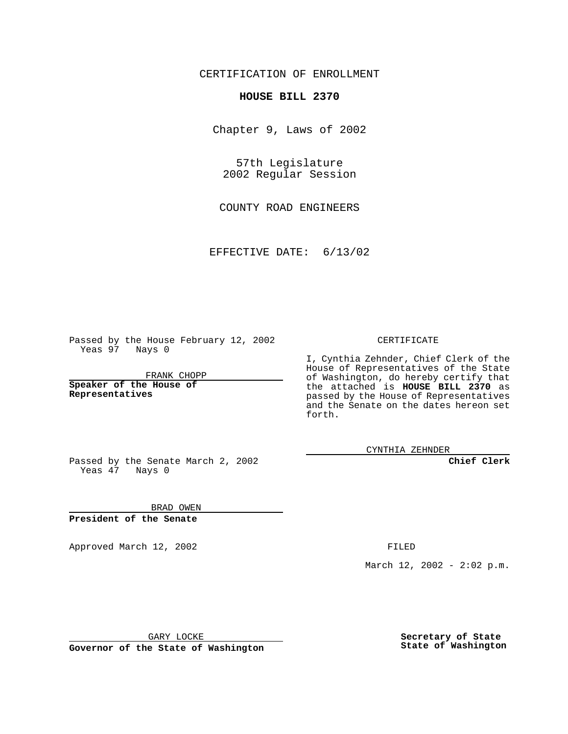CERTIFICATION OF ENROLLMENT

**HOUSE BILL 2370**

Chapter 9, Laws of 2002

57th Legislature
2002 Regular Session

COUNTY ROAD ENGINEERS

EFFECTIVE DATE: 6/13/02

Passed by the House February 12, 2002
Yeas 97 Nays 0

FRANK CHOPP

**Speaker of the House of Representatives**

Passed by the Senate March 2, 2002
Yeas 47 Nays 0

BRAD OWEN

**President of the Senate**

Approved March 12, 2002

GARY LOCKE

**Governor of the State of Washington**

CERTIFICATE

I, Cynthia Zehnder, Chief Clerk of the House of Representatives of the State of Washington, do hereby certify that the attached is **HOUSE BILL 2370** as passed by the House of Representatives and the Senate on the dates hereon set forth.

CYNTHIA ZEHNDER

**Chief Clerk**

FILED

March 12, 2002 - 2:02 p.m.

**Secretary of State**
**State of Washington**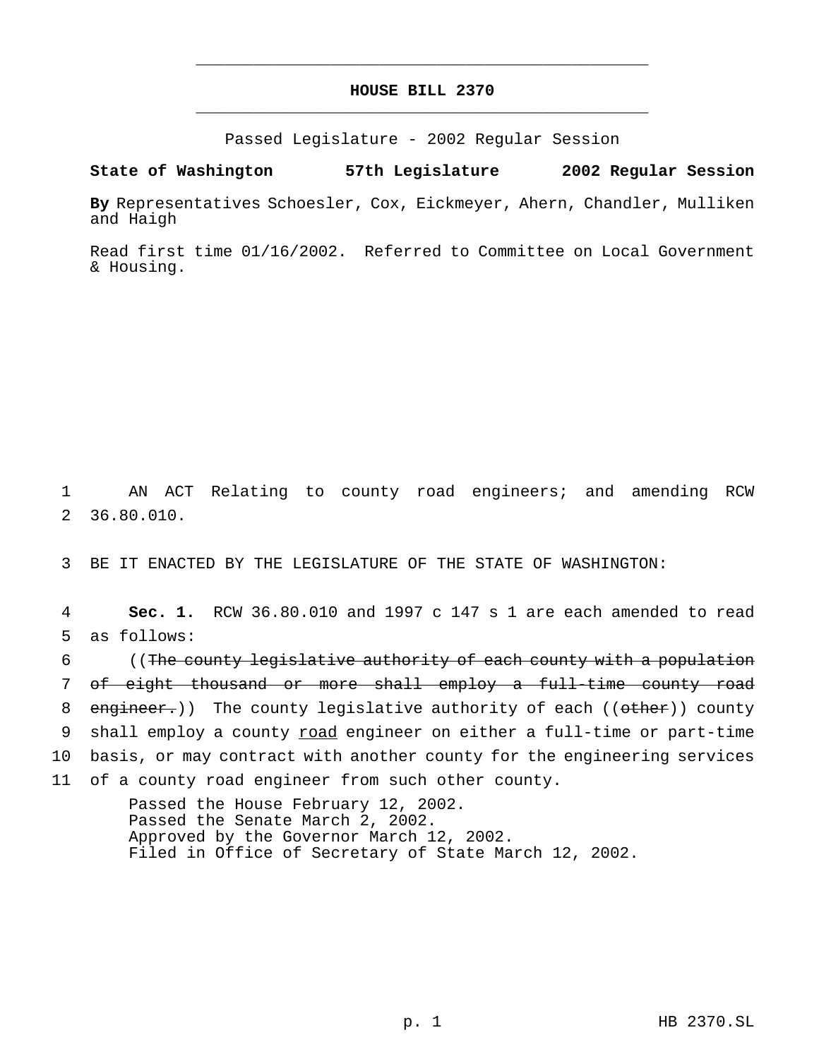# HOUSE BILL 2370

Passed Legislature - 2002 Regular Session

**State of Washington 57th Legislature 2002 Regular Session**

**By** Representatives Schoesler, Cox, Eickmeyer, Ahern, Chandler, Mulliken and Haigh

Read first time 01/16/2002. Referred to Committee on Local Government & Housing.

1 AN ACT Relating to county road engineers; and amending RCW
2 36.80.010.

3 BE IT ENACTED BY THE LEGISLATURE OF THE STATE OF WASHINGTON:

4 **Sec. 1.** RCW 36.80.010 and 1997 c 147 s 1 are each amended to read
5 as follows:

6 ((~~The county legislative authority of each county with a population~~
7 ~~of eight thousand or more shall employ a full-time county road~~
8 ~~engineer.~~)) The county legislative authority of each ((~~other~~)) county
9 shall employ a county <u>road</u> engineer on either a full-time or part-time
10 basis, or may contract with another county for the engineering services
11 of a county road engineer from such other county.

Passed the House February 12, 2002.
Passed the Senate March 2, 2002.
Approved by the Governor March 12, 2002.
Filed in Office of Secretary of State March 12, 2002.